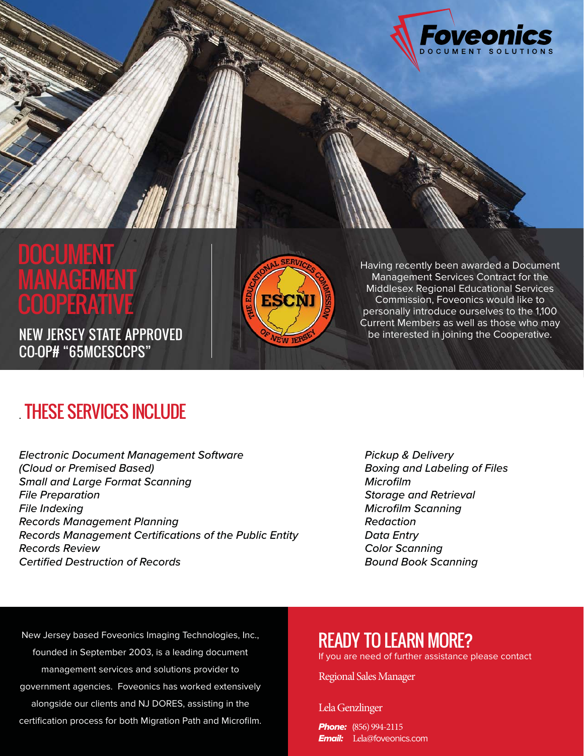Foveonics
DOCUMENT SOLUTIONS

# DOCUMENT MANAGEMENT COOPERATIVE

NEW JERSEY STATE APPROVED CO-OP# "65MCESCCPS"

Having recently been awarded a Document Management Services Contract for the Middlesex Regional Educational Services Commission, Foveonics would like to personally introduce ourselves to the 1,100 Current Members as well as those who may be interested in joining the Cooperative.

## . THESE SERVICES INCLUDE

*Electronic Document Management Software (Cloud or Premised Based)*
*Small and Large Format Scanning*
*File Preparation*
*File Indexing*
*Records Management Planning*
*Records Management Certifications of the Public Entity*
*Records Review*
*Certified Destruction of Records*
*Pickup & Delivery*
*Boxing and Labeling of Files*
*Microfilm*
*Storage and Retrieval*
*Microfilm Scanning*
*Redaction*
*Data Entry*
*Color Scanning*
*Bound Book Scanning*

New Jersey based Foveonics Imaging Technologies, Inc., founded in September 2003, is a leading document management services and solutions provider to government agencies. Foveonics has worked extensively alongside our clients and NJ DORES, assisting in the certification process for both Migration Path and Microfilm.

## READY TO LEARN MORE?

If you are need of further assistance please contact

Regional Sales Manager

Lela Genzlinger

**Phone:** (856) 994-2115
**Email:** Lela@foveonics.com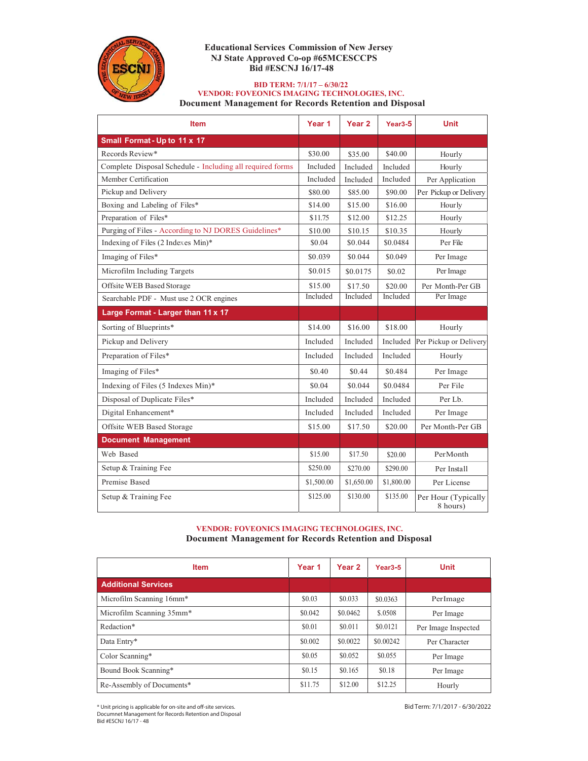# Educational Services Commission of New Jersey
## NJ State Approved Co-op #65MCESCCPS
## Bid #ESCNJ 16/17-48

**BID TERM: 7/1/17 – 6/30/22**

**VENDOR: FOVEONICS IMAGING TECHNOLOGIES, INC.**

**Document Management for Records Retention and Disposal**

| Item | Year 1 | Year 2 | Year3-5 | Unit |
|---|---|---|---|---|
| **Small Format - Up to 11 x 17** | | | | |
| Records Review* | $30.00 | $35.00 | $40.00 | Hourly |
| Complete Disposal Schedule - Including all required forms | Included | Included | Included | Hourly |
| Member Certification | Included | Included | Included | Per Application |
| Pickup and Delivery | $80.00 | $85.00 | $90.00 | Per Pickup or Delivery |
| Boxing and Labeling of Files* | $14.00 | $15.00 | $16.00 | Hourly |
| Preparation of Files* | $11.75 | $12.00 | $12.25 | Hourly |
| Purging of Files - According to NJ DORES Guidelines* | $10.00 | $10.15 | $10.35 | Hourly |
| Indexing of Files (2 Indexes Min)* | $0.04 | $0.044 | $0.0484 | Per File |
| Imaging of Files* | $0.039 | $0.044 | $0.049 | Per Image |
| Microfilm Including Targets | $0.015 | $0.0175 | $0.02 | Per Image |
| Offsite WEB Based Storage | $15.00 | $17.50 | $20.00 | Per Month-Per GB |
| Searchable PDF - Must use 2 OCR engines | Included | Included | Included | Per Image |
| **Large Format - Larger than 11 x 17** | | | | |
| Sorting of Blueprints* | $14.00 | $16.00 | $18.00 | Hourly |
| Pickup and Delivery | Included | Included | Included | Per Pickup or Delivery |
| Preparation of Files* | Included | Included | Included | Hourly |
| Imaging of Files* | $0.40 | $0.44 | $0.484 | Per Image |
| Indexing of Files (5 Indexes Min)* | $0.04 | $0.044 | $0.0484 | Per File |
| Disposal of Duplicate Files* | Included | Included | Included | Per Lb. |
| Digital Enhancement* | Included | Included | Included | Per Image |
| Offsite WEB Based Storage | $15.00 | $17.50 | $20.00 | Per Month-Per GB |
| **Document Management** | | | | |
| Web Based | $15.00 | $17.50 | $20.00 | PerMonth |
| Setup & Training Fee | $250.00 | $270.00 | $290.00 | Per Install |
| Premise Based | $1,500.00 | $1,650.00 | $1,800.00 | Per License |
| Setup & Training Fee | $125.00 | $130.00 | $135.00 | Per Hour (Typically 8 hours) |

**VENDOR: FOVEONICS IMAGING TECHNOLOGIES, INC.**

**Document Management for Records Retention and Disposal**

| Item | Year 1 | Year 2 | Year3-5 | Unit |
|---|---|---|---|---|
| **Additional Services** | | | | |
| Microfilm Scanning 16mm* | $0.03 | $0.033 | $0.0363 | PerImage |
| Microfilm Scanning 35mm* | $0.042 | $0.0462 | $.0508 | Per Image |
| Redaction* | $0.01 | $0.011 | $0.0121 | Per Image Inspected |
| Data Entry* | $0.002 | $0.0022 | $0.00242 | Per Character |
| Color Scanning* | $0.05 | $0.052 | $0.055 | Per Image |
| Bound Book Scanning* | $0.15 | $0.165 | $0.18 | Per Image |
| Re-Assembly of Documents* | $11.75 | $12.00 | $12.25 | Hourly |

* Unit pricing is applicable for on-site and off-site services.
Documnet Management for Records Retention and Disposal
Bid #ESCNJ 16/17 - 48

Bid Term: 7/1/2017 - 6/30/2022